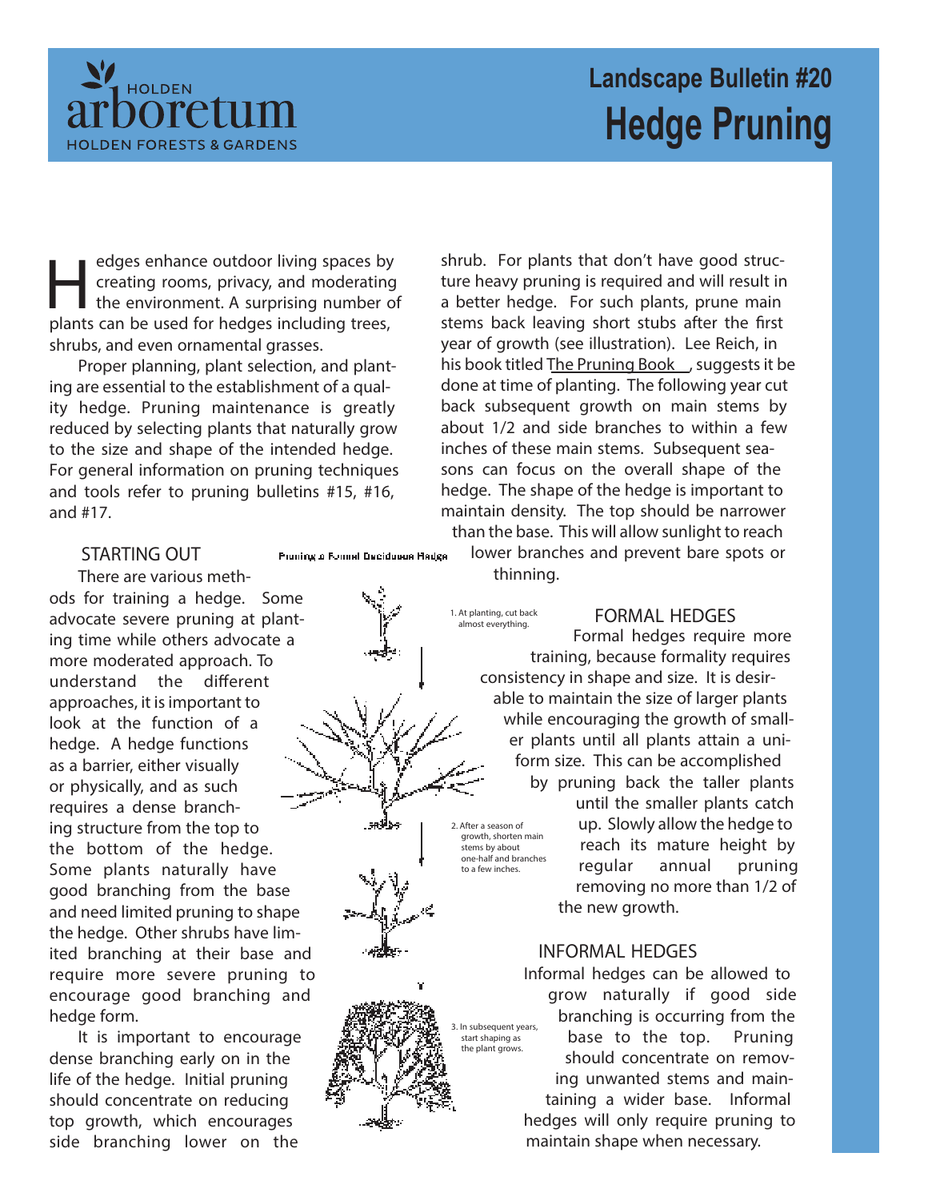# Landscape Bulletin #20

# Hedge Pruning

Hedges enhance outdoor living spaces by creating rooms, privacy, and moderating the environment. A surprising number of plants can be used for hedges including trees, shrubs, and even ornamental grasses.

Proper planning, plant selection, and planting are essential to the establishment of a quality hedge. Pruning maintenance is greatly reduced by selecting plants that naturally grow to the size and shape of the intended hedge. For general information on pruning techniques and tools refer to pruning bulletins #15, #16, and #17.

## STARTING OUT

There are various methods for training a hedge. Some advocate severe pruning at planting time while others advocate a more moderated approach. To understand the different approaches, it is important to look at the function of a hedge. A hedge functions as a barrier, either visually or physically, and as such requires a dense branching structure from the top to the bottom of the hedge. Some plants naturally have good branching from the base and need limited pruning to shape the hedge. Other shrubs have limited branching at their base and require more severe pruning to encourage good branching and hedge form.

It is important to encourage dense branching early on in the life of the hedge. Initial pruning should concentrate on reducing top growth, which encourages side branching lower on the shrub. For plants that don't have good structure heavy pruning is required and will result in a better hedge. For such plants, prune main stems back leaving short stubs after the first year of growth (see illustration). Lee Reich, in his book titled The Pruning Book, suggests it be done at time of planting. The following year cut back subsequent growth on main stems by about 1/2 and side branches to within a few inches of these main stems. Subsequent seasons can focus on the overall shape of the hedge. The shape of the hedge is important to maintain density. The top should be narrower than the base. This will allow sunlight to reach lower branches and prevent bare spots or thinning.

Pruning a Formal Deciduous Hedge

1. At planting, cut back almost everything.

2. After a season of growth, shorten main stems by about one-half and branches to a few inches.

3. In subsequent years, start shaping as the plant grows.

## FORMAL HEDGES

Formal hedges require more training, because formality requires consistency in shape and size. It is desirable to maintain the size of larger plants while encouraging the growth of smaller plants until all plants attain a uniform size. This can be accomplished by pruning back the taller plants until the smaller plants catch up. Slowly allow the hedge to reach its mature height by regular annual pruning removing no more than 1/2 of the new growth.

## INFORMAL HEDGES

Informal hedges can be allowed to grow naturally if good side branching is occurring from the base to the top. Pruning should concentrate on removing unwanted stems and maintaining a wider base. Informal hedges will only require pruning to maintain shape when necessary.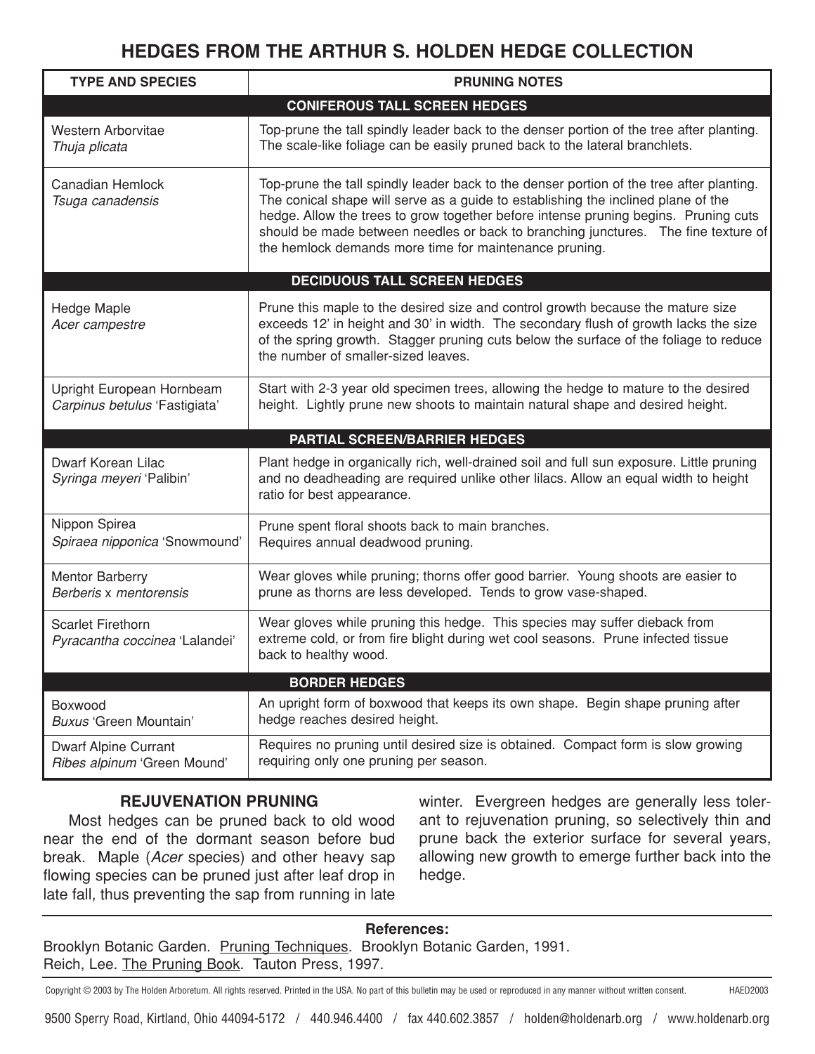# HEDGES FROM THE ARTHUR S. HOLDEN HEDGE COLLECTION

| TYPE AND SPECIES | PRUNING NOTES |
|---|---|
| **CONIFEROUS TALL SCREEN HEDGES** | |
| Western Arborvitae *Thuja plicata* | Top-prune the tall spindly leader back to the denser portion of the tree after planting. The scale-like foliage can be easily pruned back to the lateral branchlets. |
| Canadian Hemlock *Tsuga canadensis* | Top-prune the tall spindly leader back to the denser portion of the tree after planting. The conical shape will serve as a guide to establishing the inclined plane of the hedge. Allow the trees to grow together before intense pruning begins. Pruning cuts should be made between needles or back to branching junctures. The fine texture of the hemlock demands more time for maintenance pruning. |
| **DECIDUOUS TALL SCREEN HEDGES** | |
| Hedge Maple *Acer campestre* | Prune this maple to the desired size and control growth because the mature size exceeds 12' in height and 30' in width. The secondary flush of growth lacks the size of the spring growth. Stagger pruning cuts below the surface of the foliage to reduce the number of smaller-sized leaves. |
| Upright European Hornbeam *Carpinus betulus* 'Fastigiata' | Start with 2-3 year old specimen trees, allowing the hedge to mature to the desired height. Lightly prune new shoots to maintain natural shape and desired height. |
| **PARTIAL SCREEN/BARRIER HEDGES** | |
| Dwarf Korean Lilac *Syringa meyeri* 'Palibin' | Plant hedge in organically rich, well-drained soil and full sun exposure. Little pruning and no deadheading are required unlike other lilacs. Allow an equal width to height ratio for best appearance. |
| Nippon Spirea *Spiraea nipponica* 'Snowmound' | Prune spent floral shoots back to main branches. Requires annual deadwood pruning. |
| Mentor Barberry *Berberis* x *mentorensis* | Wear gloves while pruning; thorns offer good barrier. Young shoots are easier to prune as thorns are less developed. Tends to grow vase-shaped. |
| Scarlet Firethorn *Pyracantha coccinea* 'Lalandei' | Wear gloves while pruning this hedge. This species may suffer dieback from extreme cold, or from fire blight during wet cool seasons. Prune infected tissue back to healthy wood. |
| **BORDER HEDGES** | |
| Boxwood *Buxus* 'Green Mountain' | An upright form of boxwood that keeps its own shape. Begin shape pruning after hedge reaches desired height. |
| Dwarf Alpine Currant *Ribes alpinum* 'Green Mound' | Requires no pruning until desired size is obtained. Compact form is slow growing requiring only one pruning per season. |

## REJUVENATION PRUNING

Most hedges can be pruned back to old wood near the end of the dormant season before bud break. Maple (*Acer* species) and other heavy sap flowing species can be pruned just after leaf drop in late fall, thus preventing the sap from running in late winter. Evergreen hedges are generally less tolerant to rejuvenation pruning, so selectively thin and prune back the exterior surface for several years, allowing new growth to emerge further back into the hedge.

**References:**

Brooklyn Botanic Garden. Pruning Techniques. Brooklyn Botanic Garden, 1991.
Reich, Lee. The Pruning Book. Tauton Press, 1997.

Copyright © 2003 by The Holden Arboretum. All rights reserved. Printed in the USA. No part of this bulletin may be used or reproduced in any manner without written consent. HAED2003

9500 Sperry Road, Kirtland, Ohio 44094-5172 / 440.946.4400 / fax 440.602.3857 / holden@holdenarb.org / www.holdenarb.org